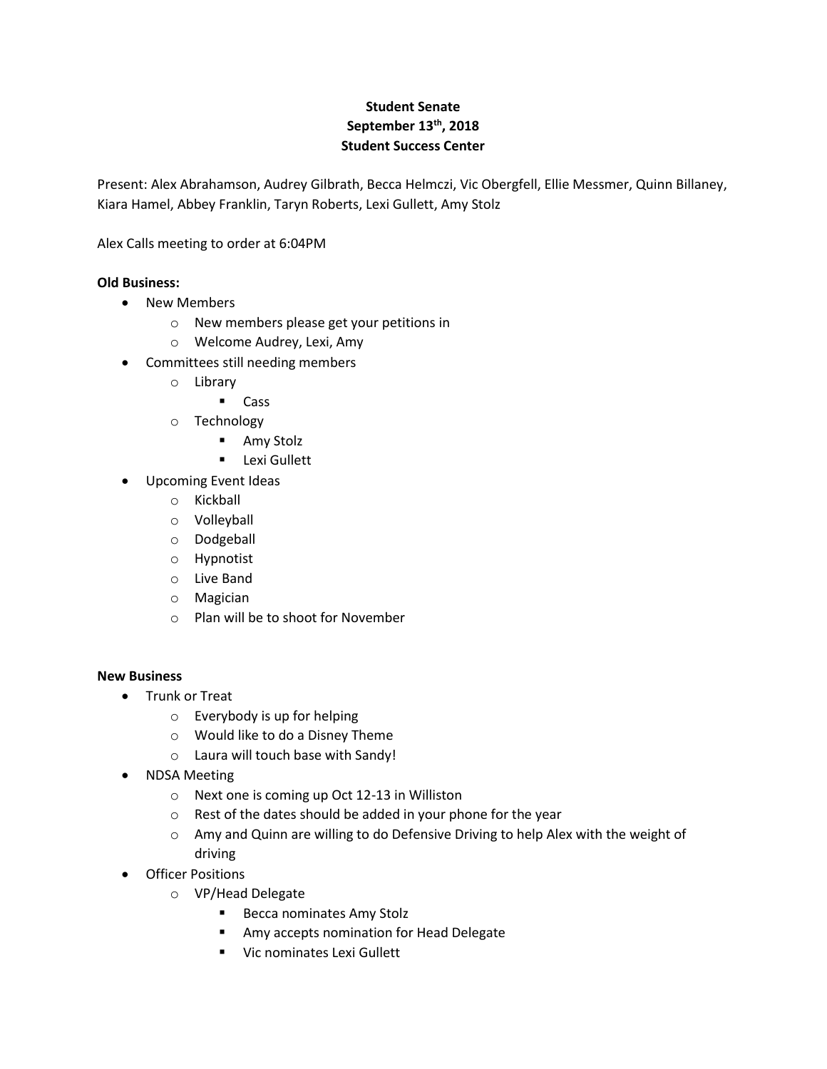**Student Senate**
**September 13th, 2018**
**Student Success Center**

Present: Alex Abrahamson, Audrey Gilbrath, Becca Helmczi, Vic Obergfell, Ellie Messmer, Quinn Billaney, Kiara Hamel, Abbey Franklin, Taryn Roberts, Lexi Gullett, Amy Stolz

Alex Calls meeting to order at 6:04PM

**Old Business:**

- New Members
  - New members please get your petitions in
  - Welcome Audrey, Lexi, Amy
- Committees still needing members
  - Library
    - Cass
  - Technology
    - Amy Stolz
    - Lexi Gullett
- Upcoming Event Ideas
  - Kickball
  - Volleyball
  - Dodgeball
  - Hypnotist
  - Live Band
  - Magician
  - Plan will be to shoot for November

**New Business**

- Trunk or Treat
  - Everybody is up for helping
  - Would like to do a Disney Theme
  - Laura will touch base with Sandy!
- NDSA Meeting
  - Next one is coming up Oct 12-13 in Williston
  - Rest of the dates should be added in your phone for the year
  - Amy and Quinn are willing to do Defensive Driving to help Alex with the weight of driving
- Officer Positions
  - VP/Head Delegate
    - Becca nominates Amy Stolz
    - Amy accepts nomination for Head Delegate
    - Vic nominates Lexi Gullett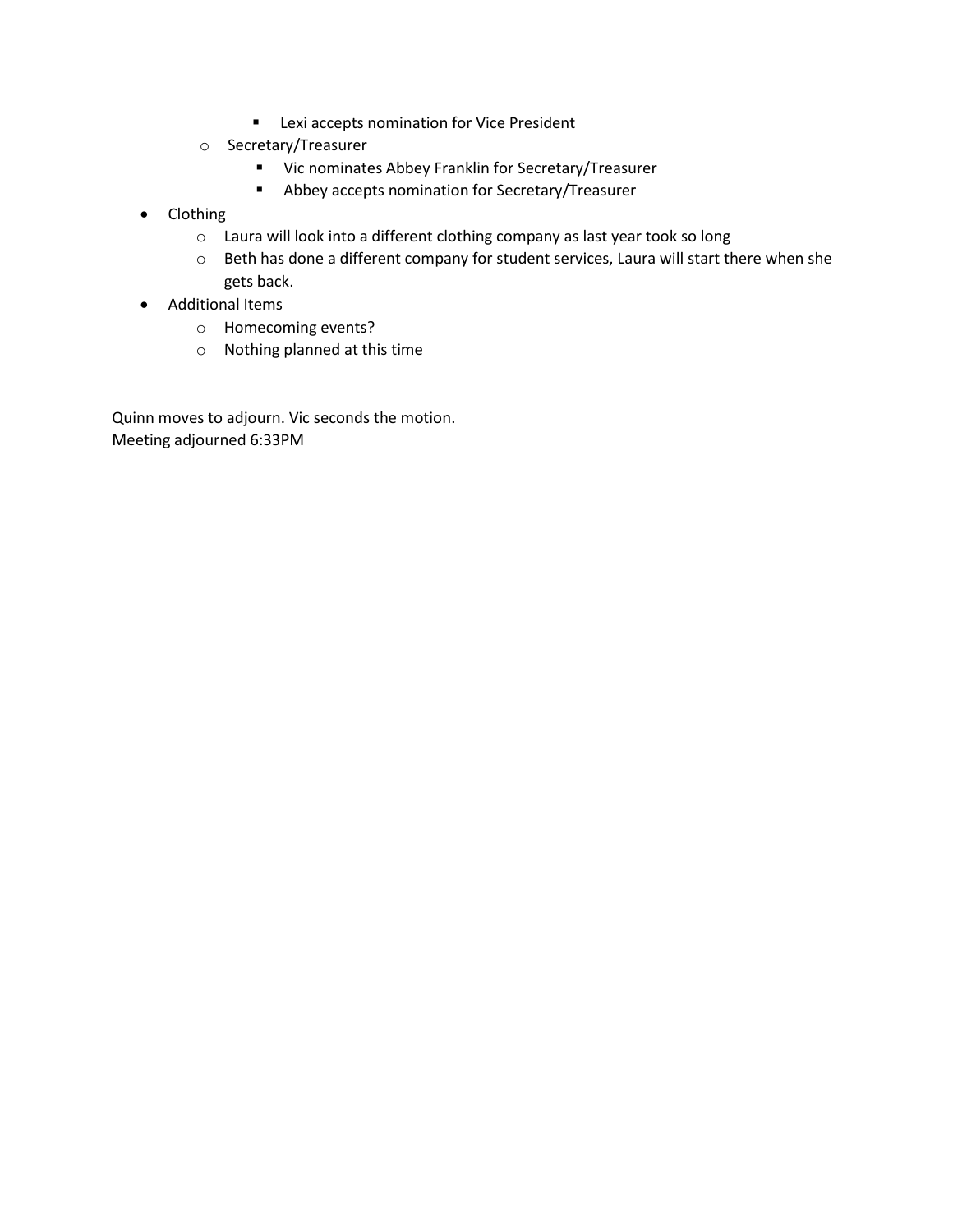- Lexi accepts nomination for Vice President
    - Secretary/Treasurer
        - Vic nominates Abbey Franklin for Secretary/Treasurer
        - Abbey accepts nomination for Secretary/Treasurer
- Clothing
    - Laura will look into a different clothing company as last year took so long
    - Beth has done a different company for student services, Laura will start there when she gets back.
- Additional Items
    - Homecoming events?
    - Nothing planned at this time

Quinn moves to adjourn. Vic seconds the motion.
Meeting adjourned 6:33PM